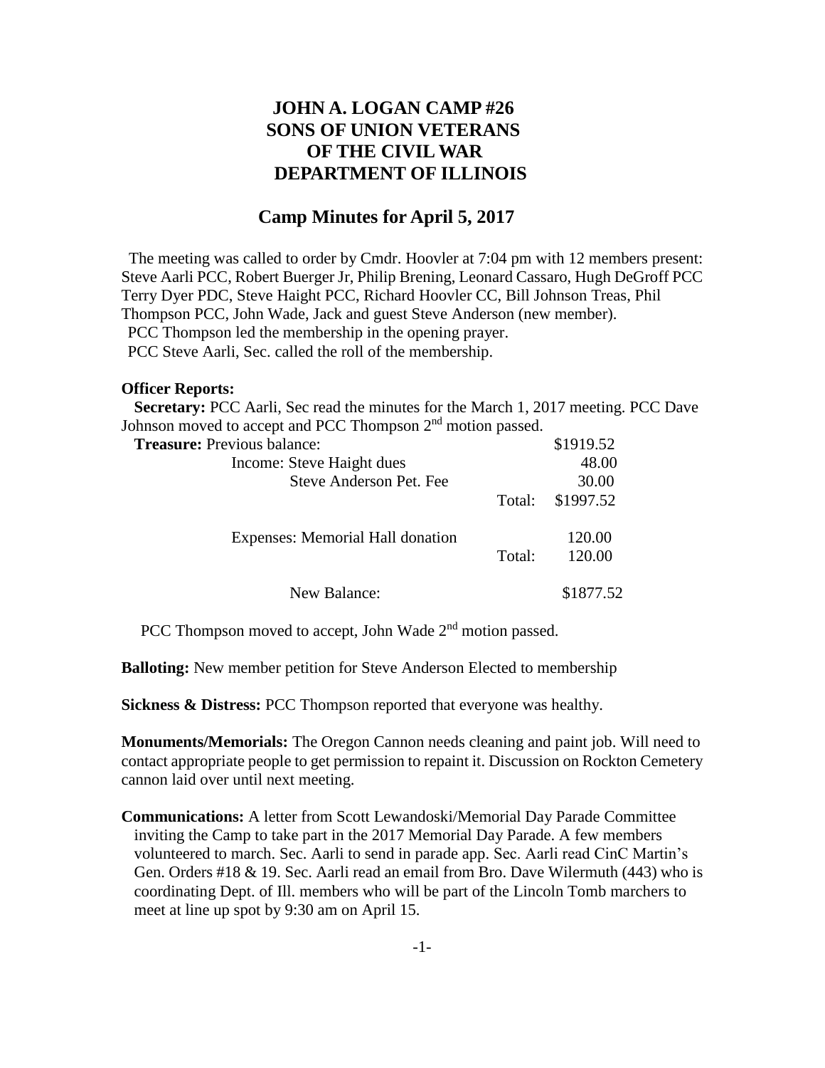# JOHN A. LOGAN CAMP #26
# SONS OF UNION VETERANS
# OF THE CIVIL WAR
# DEPARTMENT OF ILLINOIS

## Camp Minutes for April 5, 2017

The meeting was called to order by Cmdr. Hoovler at 7:04 pm with 12 members present: Steve Aarli PCC, Robert Buerger Jr, Philip Brening, Leonard Cassaro, Hugh DeGroff PCC Terry Dyer PDC, Steve Haight PCC, Richard Hoovler CC, Bill Johnson Treas, Phil Thompson PCC, John Wade, Jack and guest Steve Anderson (new member).
PCC Thompson led the membership in the opening prayer.
PCC Steve Aarli, Sec. called the roll of the membership.

**Officer Reports:**

**Secretary:** PCC Aarli, Sec read the minutes for the March 1, 2017 meeting. PCC Dave Johnson moved to accept and PCC Thompson 2nd motion passed.

| **Treasure:** Previous balance: | | $1919.52 |
|---|---|---|
| Income: Steve Haight dues | | 48.00 |
| Steve Anderson Pet. Fee | | 30.00 |
| | Total: | $1997.52 |
| Expenses: Memorial Hall donation | | 120.00 |
| | Total: | 120.00 |
| New Balance: | | $1877.52 |

PCC Thompson moved to accept, John Wade 2nd motion passed.

**Balloting:** New member petition for Steve Anderson Elected to membership

**Sickness & Distress:** PCC Thompson reported that everyone was healthy.

**Monuments/Memorials:** The Oregon Cannon needs cleaning and paint job. Will need to contact appropriate people to get permission to repaint it. Discussion on Rockton Cemetery cannon laid over until next meeting.

**Communications:** A letter from Scott Lewandoski/Memorial Day Parade Committee inviting the Camp to take part in the 2017 Memorial Day Parade. A few members volunteered to march. Sec. Aarli to send in parade app. Sec. Aarli read CinC Martin's Gen. Orders #18 & 19. Sec. Aarli read an email from Bro. Dave Wilermuth (443) who is coordinating Dept. of Ill. members who will be part of the Lincoln Tomb marchers to meet at line up spot by 9:30 am on April 15.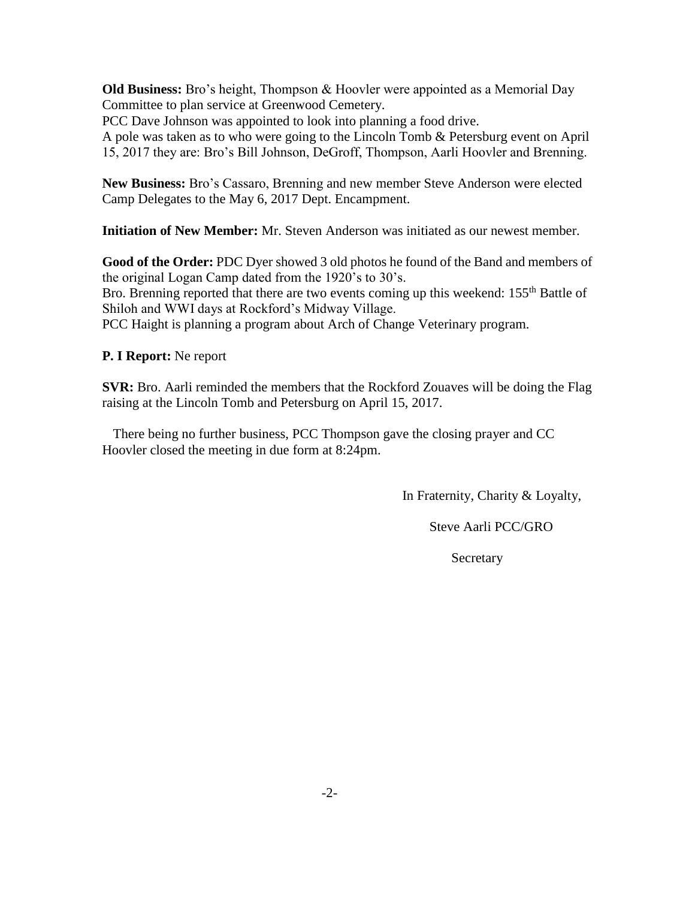**Old Business:** Bro's height, Thompson & Hoovler were appointed as a Memorial Day Committee to plan service at Greenwood Cemetery.
PCC Dave Johnson was appointed to look into planning a food drive.
A pole was taken as to who were going to the Lincoln Tomb & Petersburg event on April 15, 2017 they are: Bro's Bill Johnson, DeGroff, Thompson, Aarli Hoovler and Brenning.

**New Business:** Bro's Cassaro, Brenning and new member Steve Anderson were elected Camp Delegates to the May 6, 2017 Dept. Encampment.

**Initiation of New Member:** Mr. Steven Anderson was initiated as our newest member.

**Good of the Order:** PDC Dyer showed 3 old photos he found of the Band and members of the original Logan Camp dated from the 1920's to 30's.
Bro. Brenning reported that there are two events coming up this weekend: 155th Battle of Shiloh and WWI days at Rockford's Midway Village.
PCC Haight is planning a program about Arch of Change Veterinary program.

**P. I Report:** Ne report

**SVR:** Bro. Aarli reminded the members that the Rockford Zouaves will be doing the Flag raising at the Lincoln Tomb and Petersburg on April 15, 2017.

There being no further business, PCC Thompson gave the closing prayer and CC Hoovler closed the meeting in due form at 8:24pm.

In Fraternity, Charity & Loyalty,

Steve Aarli PCC/GRO

Secretary